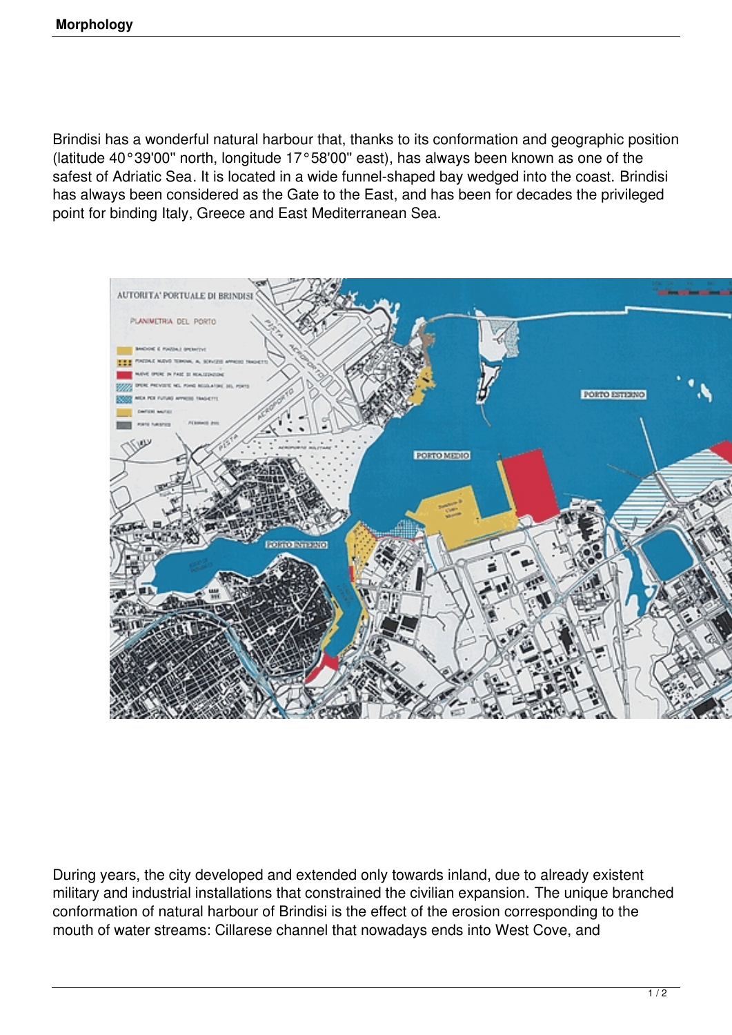Brindisi has a wonderful natural harbour that, thanks to its conformation and geographic position (latitude 40°39'00'' north, longitude 17°58'00'' east), has always been known as one of the safest of Adriatic Sea. It is located in a wide funnel-shaped bay wedged into the coast. Brindisi has always been considered as the Gate to the East, and has been for decades the privileged point for binding Italy, Greece and East Mediterranean Sea.

During years, the city developed and extended only towards inland, due to already existent military and industrial installations that constrained the civilian expansion. The unique branched conformation of natural harbour of Brindisi is the effect of the erosion corresponding to the mouth of water streams: Cillarese channel that nowadays ends into West Cove, and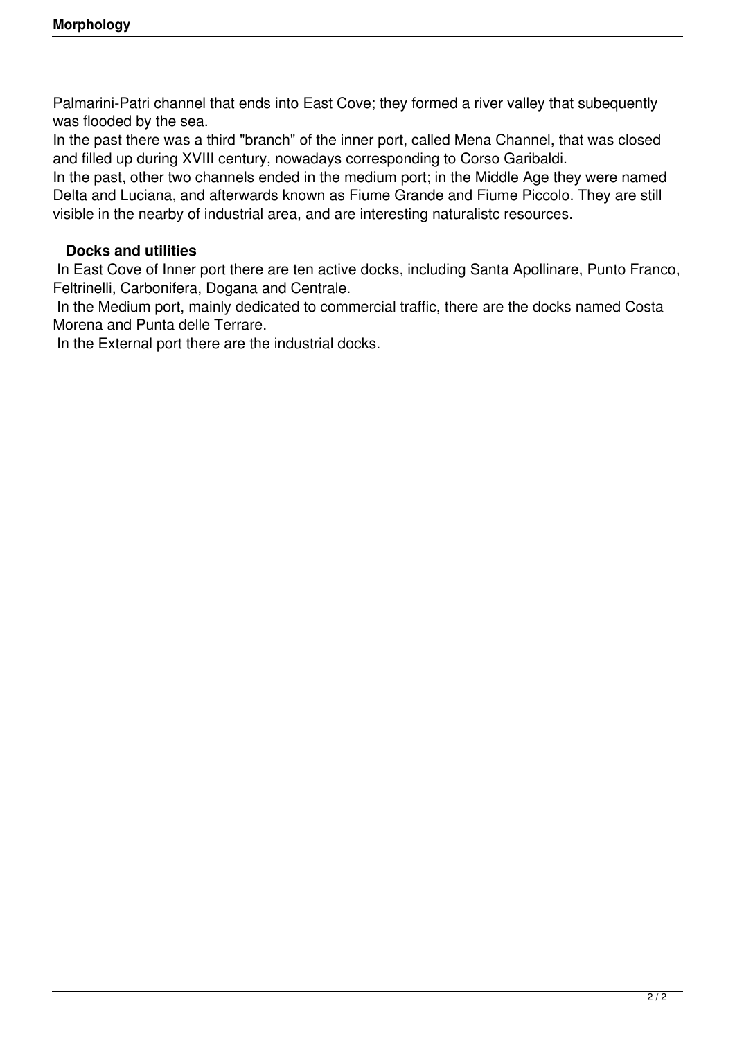Palmarini-Patri channel that ends into East Cove; they formed a river valley that subequently was flooded by the sea.
In the past there was a third "branch" of the inner port, called Mena Channel, that was closed and filled up during XVIII century, nowadays corresponding to Corso Garibaldi.
In the past, other two channels ended in the medium port; in the Middle Age they were named Delta and Luciana, and afterwards known as Fiume Grande and Fiume Piccolo. They are still visible in the nearby of industrial area, and are interesting naturalistc resources.

## Docks and utilities

In East Cove of Inner port there are ten active docks, including Santa Apollinare, Punto Franco, Feltrinelli, Carbonifera, Dogana and Centrale.
In the Medium port, mainly dedicated to commercial traffic, there are the docks named Costa Morena and Punta delle Terrare.
In the External port there are the industrial docks.